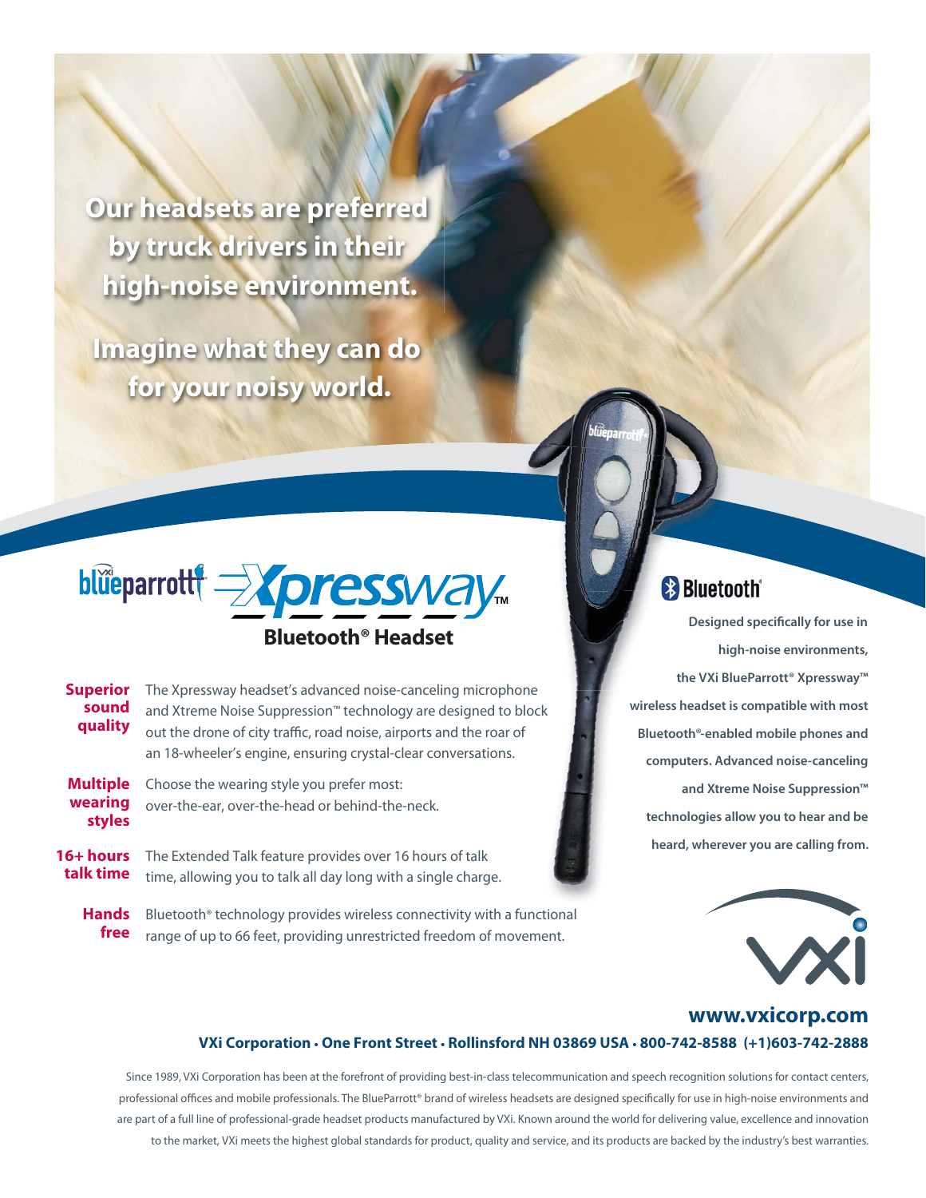# Our headsets are preferred by truck drivers in their high-noise environment.

# Imagine what they can do for your noisy world.

## blueparrott Xpressway™

### Bluetooth® Headset

**Superior sound quality** — The Xpressway headset's advanced noise-canceling microphone and Xtreme Noise Suppression™ technology are designed to block out the drone of city traffic, road noise, airports and the roar of an 18-wheeler's engine, ensuring crystal-clear conversations.

**Multiple wearing styles** — Choose the wearing style you prefer most: over-the-ear, over-the-head or behind-the-neck.

**16+ hours talk time** — The Extended Talk feature provides over 16 hours of talk time, allowing you to talk all day long with a single charge.

**Hands free** — Bluetooth® technology provides wireless connectivity with a functional range of up to 66 feet, providing unrestricted freedom of movement.

Bluetooth®

**Designed specifically for use in high-noise environments, the VXi BlueParrott® Xpressway™ wireless headset is compatible with most Bluetooth®-enabled mobile phones and computers. Advanced noise-canceling and Xtreme Noise Suppression™ technologies allow you to hear and be heard, wherever you are calling from.**

VXi

**www.vxicorp.com**

**VXi Corporation • One Front Street • Rollinsford NH 03869 USA • 800-742-8588 (+1)603-742-2888**

Since 1989, VXi Corporation has been at the forefront of providing best-in-class telecommunication and speech recognition solutions for contact centers, professional offices and mobile professionals. The BlueParrott® brand of wireless headsets are designed specifically for use in high-noise environments and are part of a full line of professional-grade headset products manufactured by VXi. Known around the world for delivering value, excellence and innovation to the market, VXi meets the highest global standards for product, quality and service, and its products are backed by the industry's best warranties.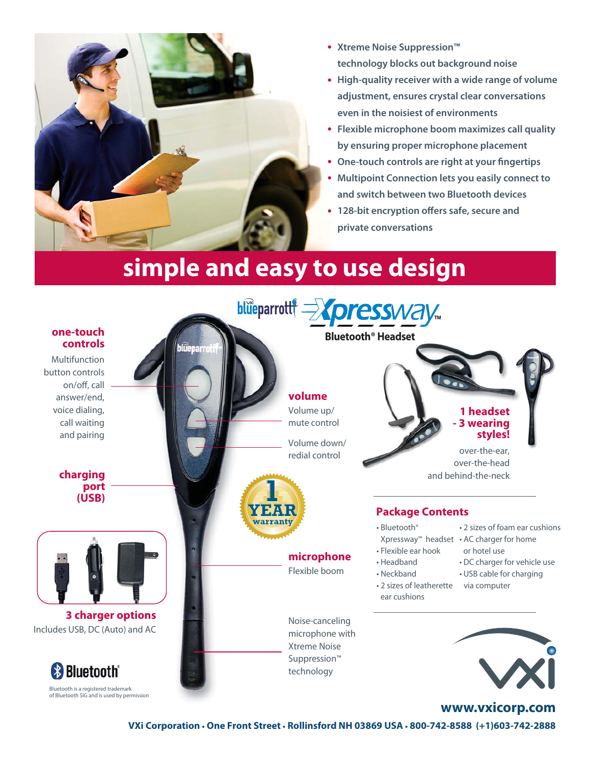- Xtreme Noise Suppression™ technology blocks out background noise
- High-quality receiver with a wide range of volume adjustment, ensures crystal clear conversations even in the noisiest of environments
- Flexible microphone boom maximizes call quality by ensuring proper microphone placement
- One-touch controls are right at your fingertips
- Multipoint Connection lets you easily connect to and switch between two Bluetooth devices
- 128-bit encryption offers safe, secure and private conversations

# simple and easy to use design

**blueparrott Xpressway™ Bluetooth® Headset**

**one-touch controls**
Multifunction button controls on/off, call answer/end, voice dialing, call waiting and pairing

**volume**
Volume up/ mute control

Volume down/ redial control

**charging port (USB)**

**1 YEAR warranty**

**microphone**
Flexible boom

Noise-canceling microphone with Xtreme Noise Suppression™ technology

**3 charger options**
Includes USB, DC (Auto) and AC

**1 headset - 3 wearing styles!**
over-the-ear, over-the-head and behind-the-neck

## Package Contents

- Bluetooth® Xpressway™ headset
- Flexible ear hook
- Headband
- Neckband
- 2 sizes of leatherette ear cushions
- 2 sizes of foam ear cushions
- AC charger for home or hotel use
- DC charger for vehicle use
- USB cable for charging via computer

Bluetooth

Bluetooth is a registered trademark of Bluetooth SIG and is used by permission

VXi

**www.vxicorp.com**

**VXi Corporation • One Front Street • Rollinsford NH 03869 USA • 800-742-8588 (+1)603-742-2888**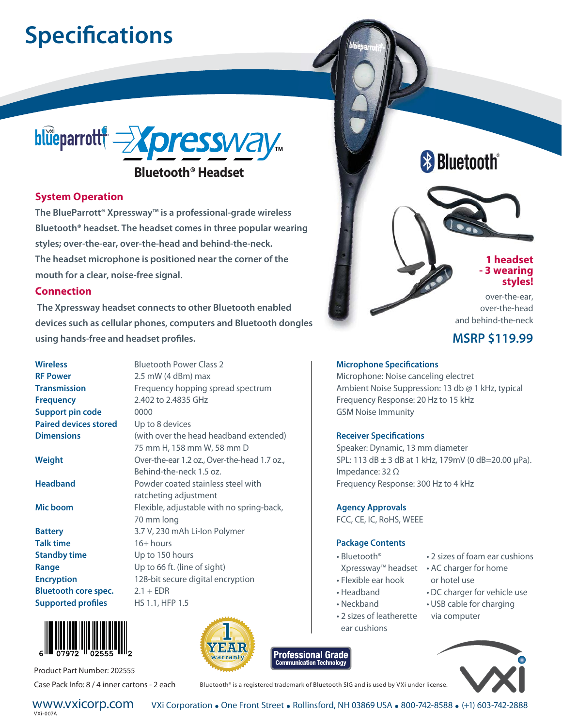# Specifications

blueparrott Xpressway™

**Bluetooth® Headset**

Bluetooth®

## System Operation

**The BlueParrott® Xpressway™ is a professional-grade wireless Bluetooth® headset. The headset comes in three popular wearing styles; over-the-ear, over-the-head and behind-the-neck. The headset microphone is positioned near the corner of the mouth for a clear, noise-free signal.**

## Connection

**The Xpressway headset connects to other Bluetooth enabled devices such as cellular phones, computers and Bluetooth dongles using hands-free and headset profiles.**

**1 headset - 3 wearing styles!**

over-the-ear, over-the-head and behind-the-neck

**MSRP $119.99**

| | |
|---|---|
| **Wireless** | Bluetooth Power Class 2 |
| **RF Power** | 2.5 mW (4 dBm) max |
| **Transmission** | Frequency hopping spread spectrum |
| **Frequency** | 2.402 to 2.4835 GHz |
| **Support pin code** | 0000 |
| **Paired devices stored** | Up to 8 devices |
| **Dimensions** | (with over the head headband extended) 75 mm H, 158 mm W, 58 mm D |
| **Weight** | Over-the-ear 1.2 oz., Over-the-head 1.7 oz., Behind-the-neck 1.5 oz. |
| **Headband** | Powder coated stainless steel with ratcheting adjustment |
| **Mic boom** | Flexible, adjustable with no spring-back, 70 mm long |
| **Battery** | 3.7 V, 230 mAh Li-Ion Polymer |
| **Talk time** | 16+ hours |
| **Standby time** | Up to 150 hours |
| **Range** | Up to 66 ft. (line of sight) |
| **Encryption** | 128-bit secure digital encryption |
| **Bluetooth core spec.** | 2.1 + EDR |
| **Supported profiles** | HS 1.1, HFP 1.5 |

### Microphone Specifications

Microphone: Noise canceling electret
Ambient Noise Suppression: 13 db @ 1 kHz, typical
Frequency Response: 20 Hz to 15 kHz
GSM Noise Immunity

### Receiver Specifications

Speaker: Dynamic, 13 mm diameter
SPL: 113 dB ± 3 dB at 1 kHz, 179mV (0 dB=20.00 µPa).
Impedance: 32 Ω
Frequency Response: 300 Hz to 4 kHz

### Agency Approvals

FCC, CE, IC, RoHS, WEEE

### Package Contents

- Bluetooth® Xpressway™ headset
- Flexible ear hook
- Headband
- Neckband
- 2 sizes of leatherette ear cushions
- 2 sizes of foam ear cushions
- AC charger for home or hotel use
- DC charger for vehicle use
- USB cable for charging via computer

6 07972 02555 2

1 YEAR warranty

Professional Grade Communication Technology

Product Part Number: 202555

Case Pack Info: 8 / 4 inner cartons - 2 each

Bluetooth® is a registered trademark of Bluetooth SIG and is used by VXi under license.

www.vxicorp.com VXi Corporation • One Front Street • Rollinsford, NH 03869 USA • 800-742-8588 • (+1) 603-742-2888

VXi-007A